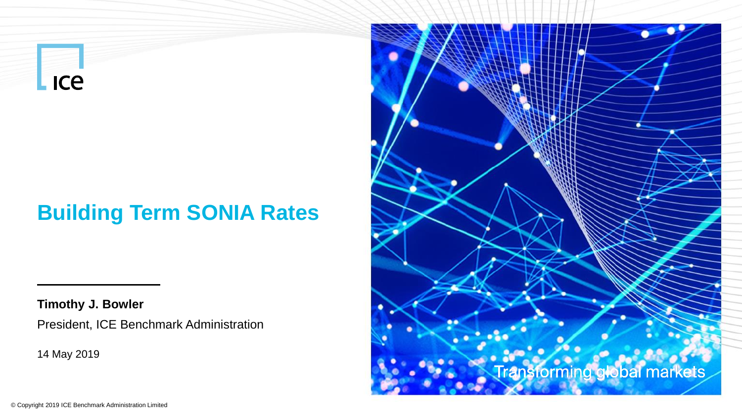ICE

# Building Term SONIA Rates

**Timothy J. Bowler**

President, ICE Benchmark Administration

14 May 2019

Transforming global markets

© Copyright 2019 ICE Benchmark Administration Limited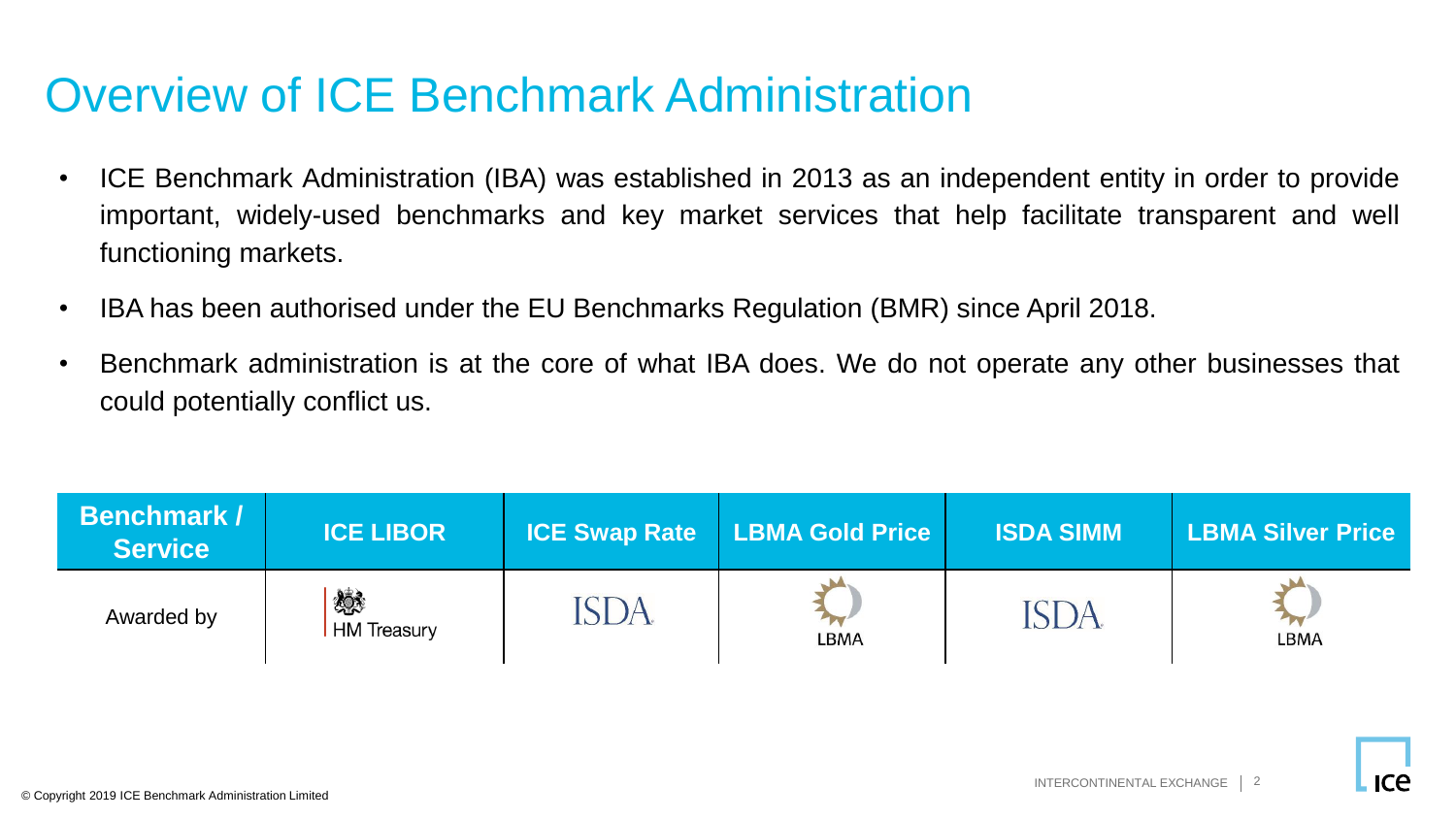# Overview of ICE Benchmark Administration

- ICE Benchmark Administration (IBA) was established in 2013 as an independent entity in order to provide important, widely-used benchmarks and key market services that help facilitate transparent and well functioning markets.
- IBA has been authorised under the EU Benchmarks Regulation (BMR) since April 2018.
- Benchmark administration is at the core of what IBA does. We do not operate any other businesses that could potentially conflict us.

| Benchmark / Service | ICE LIBOR | ICE Swap Rate | LBMA Gold Price | ISDA SIMM | LBMA Silver Price |
|---|---|---|---|---|---|
| Awarded by | HM Treasury | ISDA | LBMA | ISDA | LBMA |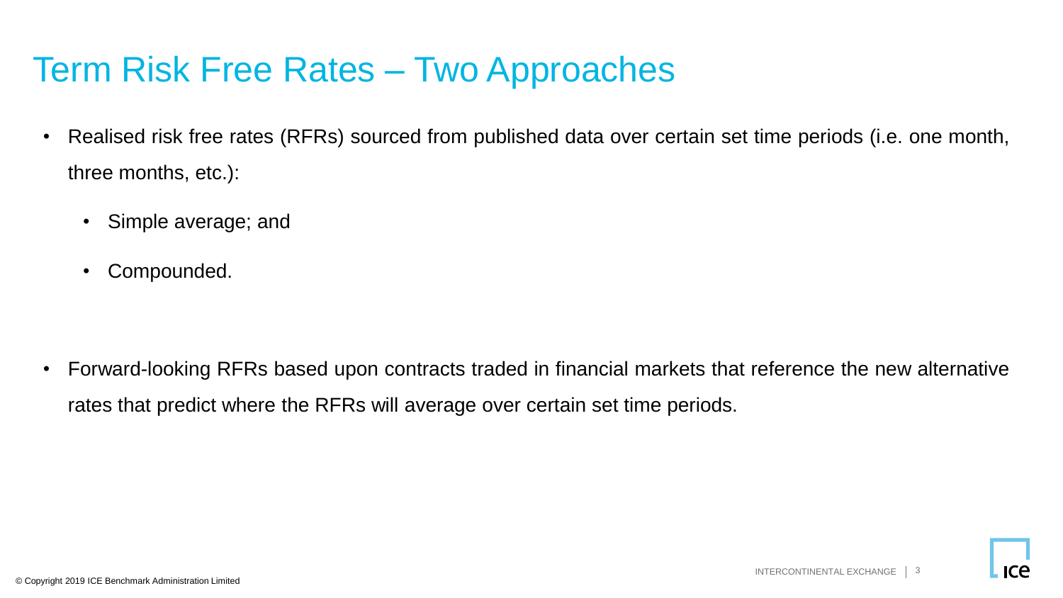# Term Risk Free Rates – Two Approaches

- Realised risk free rates (RFRs) sourced from published data over certain set time periods (i.e. one month, three months, etc.):
  - Simple average; and
  - Compounded.

- Forward-looking RFRs based upon contracts traded in financial markets that reference the new alternative rates that predict where the RFRs will average over certain set time periods.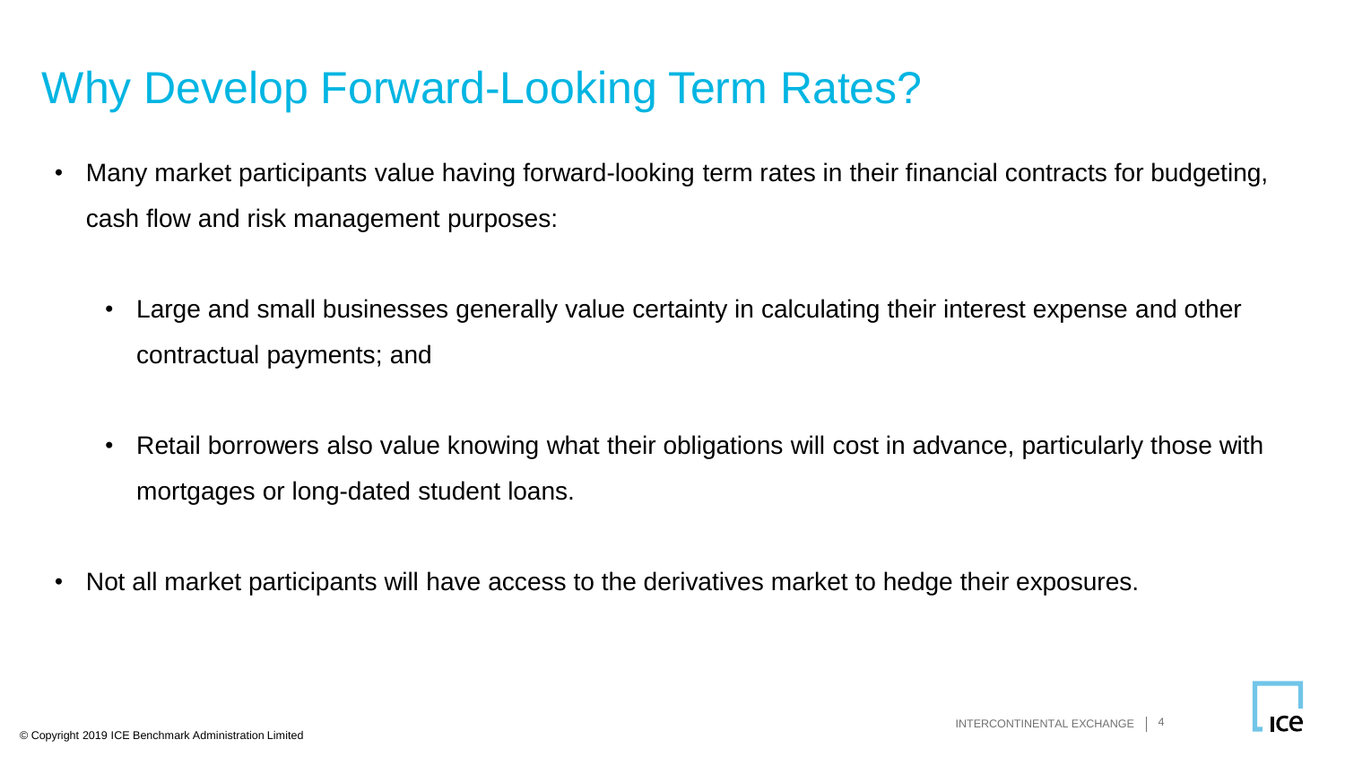# Why Develop Forward-Looking Term Rates?

- Many market participants value having forward-looking term rates in their financial contracts for budgeting, cash flow and risk management purposes:
  - Large and small businesses generally value certainty in calculating their interest expense and other contractual payments; and
  - Retail borrowers also value knowing what their obligations will cost in advance, particularly those with mortgages or long-dated student loans.
- Not all market participants will have access to the derivatives market to hedge their exposures.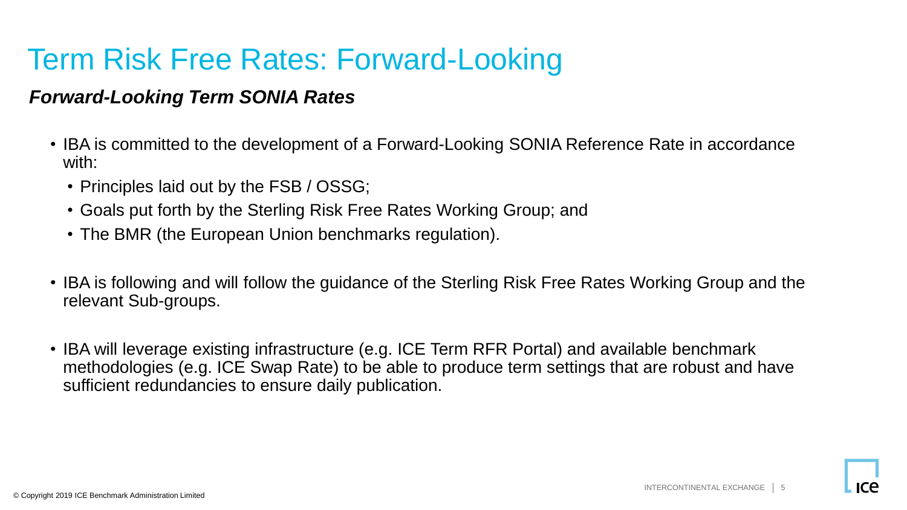# Term Risk Free Rates: Forward-Looking

### ***Forward-Looking Term SONIA Rates***

- IBA is committed to the development of a Forward-Looking SONIA Reference Rate in accordance with:
  - Principles laid out by the FSB / OSSG;
  - Goals put forth by the Sterling Risk Free Rates Working Group; and
  - The BMR (the European Union benchmarks regulation).
- IBA is following and will follow the guidance of the Sterling Risk Free Rates Working Group and the relevant Sub-groups.
- IBA will leverage existing infrastructure (e.g. ICE Term RFR Portal) and available benchmark methodologies (e.g. ICE Swap Rate) to be able to produce term settings that are robust and have sufficient redundancies to ensure daily publication.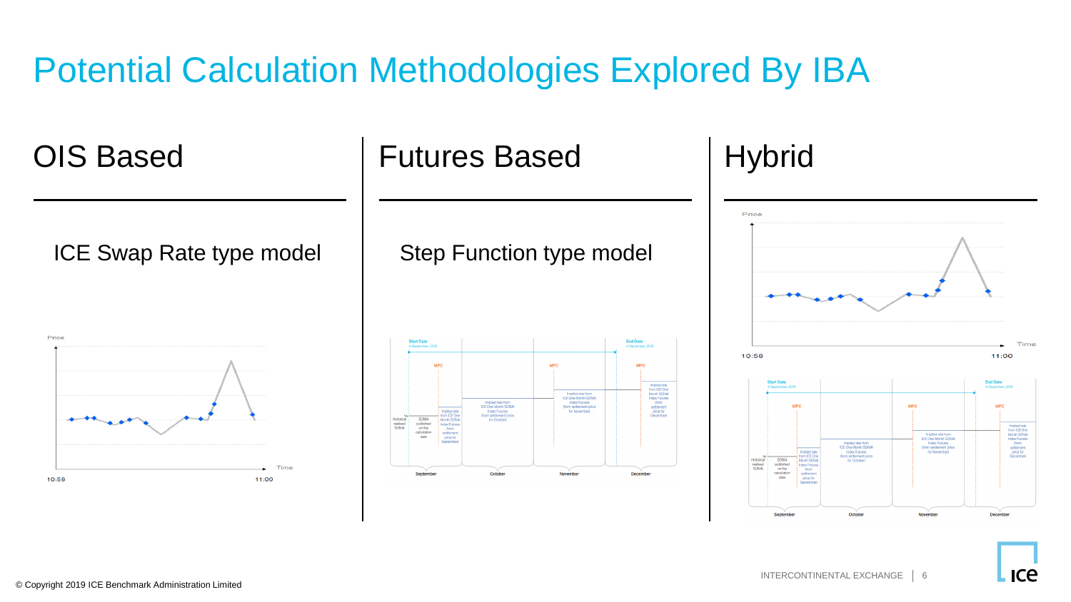# Potential Calculation Methodologies Explored By IBA

## OIS Based

ICE Swap Rate type model

## Futures Based

Step Function type model

## Hybrid

© Copyright 2019 ICE Benchmark Administration Limited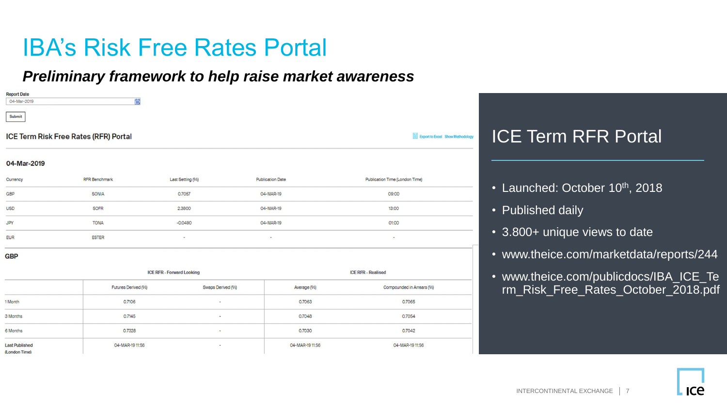# IBA's Risk Free Rates Portal

***Preliminary framework to help raise market awareness***

Report Date

04-Mar-2019

Submit

## ICE Term Risk Free Rates (RFR) Portal

Export to Excel Show Methodology

### 04-Mar-2019

| Currency | RFR Benchmark | Last Setting (%) | Publication Date | Publication Time (London Time) |
|---|---|---|---|---|
| GBP | SONIA | 0.7057 | 04-MAR-19 | 09:00 |
| USD | SOFR | 2.3800 | 04-MAR-19 | 13:00 |
| JPY | TONA | -0.0490 | 04-MAR-19 | 01:00 |
| EUR | ESTER | - | - | - |

### GBP

| | ICE RFR - Forward Looking | | ICE RFR - Realised | |
|---|---|---|---|---|
| | Futures Derived (%) | Swaps Derived (%) | Average (%) | Compounded in Arrears (%) |
| 1 Month | 0.7106 | - | 0.7063 | 0.7065 |
| 3 Months | 0.7145 | - | 0.7048 | 0.7054 |
| 6 Months | 0.7328 | - | 0.7030 | 0.7042 |
| Last Published (London Time) | 04-MAR-19 11:56 | - | 04-MAR-19 11:56 | 04-MAR-19 11:56 |

## ICE Term RFR Portal

- Launched: October 10th, 2018
- Published daily
- 3.800+ unique views to date
- www.theice.com/marketdata/reports/244
- www.theice.com/publicdocs/IBA_ICE_Term_Risk_Free_Rates_October_2018.pdf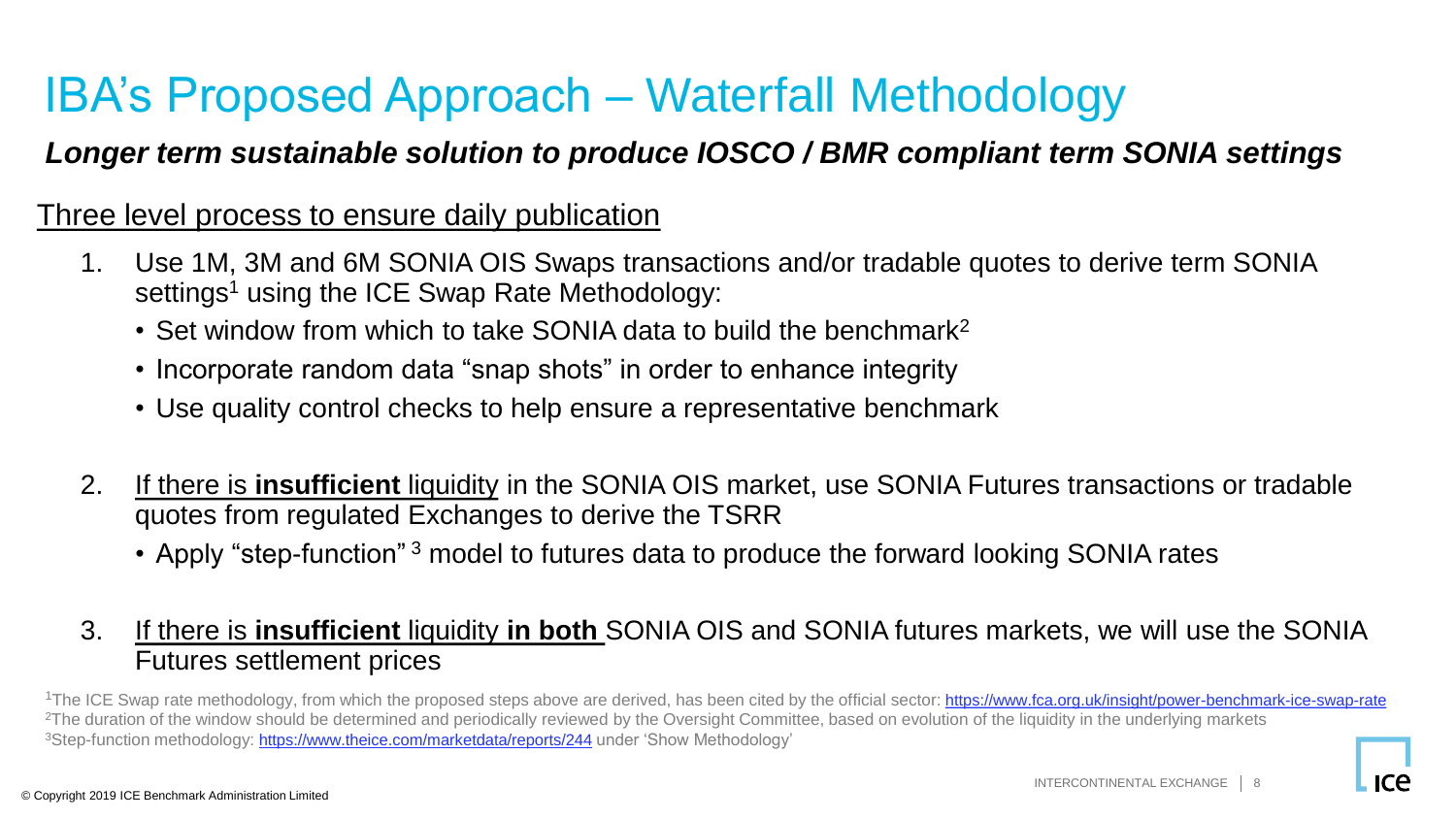# IBA's Proposed Approach – Waterfall Methodology

***Longer term sustainable solution to produce IOSCO / BMR compliant term SONIA settings***

<u>Three level process to ensure daily publication</u>

1. Use 1M, 3M and 6M SONIA OIS Swaps transactions and/or tradable quotes to derive term SONIA settings[1] using the ICE Swap Rate Methodology:
   - Set window from which to take SONIA data to build the benchmark[2]
   - Incorporate random data "snap shots" in order to enhance integrity
   - Use quality control checks to help ensure a representative benchmark

2. <u>If there is **insufficient** liquidity</u> in the SONIA OIS market, use SONIA Futures transactions or tradable quotes from regulated Exchanges to derive the TSRR
   - Apply "step-function" [3] model to futures data to produce the forward looking SONIA rates

3. <u>If there is **insufficient** liquidity **in both**</u> SONIA OIS and SONIA futures markets, we will use the SONIA Futures settlement prices

[1]The ICE Swap rate methodology, from which the proposed steps above are derived, has been cited by the official sector: https://www.fca.org.uk/insight/power-benchmark-ice-swap-rate

[2]The duration of the window should be determined and periodically reviewed by the Oversight Committee, based on evolution of the liquidity in the underlying markets

[3]Step-function methodology: https://www.theice.com/marketdata/reports/244 under 'Show Methodology'

© Copyright 2019 ICE Benchmark Administration Limited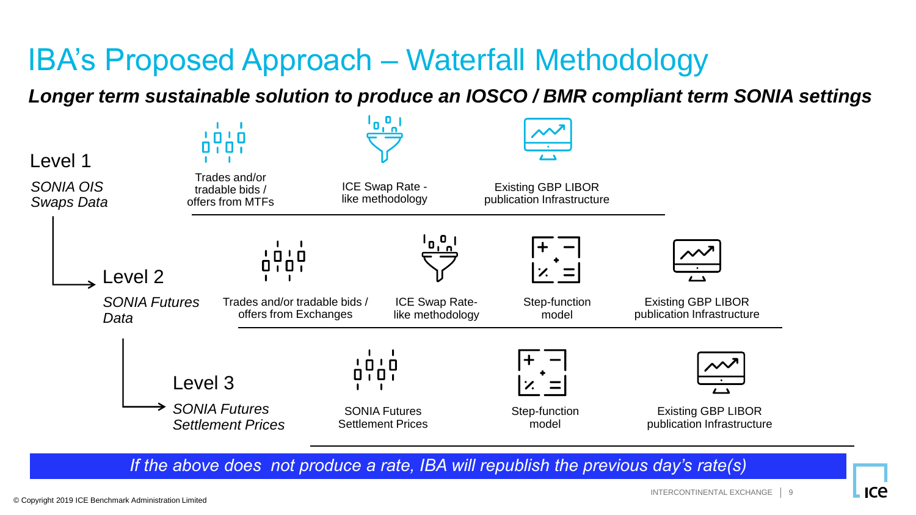# IBA's Proposed Approach – Waterfall Methodology

***Longer term sustainable solution to produce an IOSCO / BMR compliant term SONIA settings***

## Level 1

*SONIA OIS Swaps Data*

- Trades and/or tradable bids / offers from MTFs
- ICE Swap Rate - like methodology
- Existing GBP LIBOR publication Infrastructure

## Level 2

*SONIA Futures Data*

- Trades and/or tradable bids / offers from Exchanges
- ICE Swap Rate-like methodology
- Step-function model
- Existing GBP LIBOR publication Infrastructure

## Level 3

*SONIA Futures Settlement Prices*

- SONIA Futures Settlement Prices
- Step-function model
- Existing GBP LIBOR publication Infrastructure

*If the above does not produce a rate, IBA will republish the previous day's rate(s)*

© Copyright 2019 ICE Benchmark Administration Limited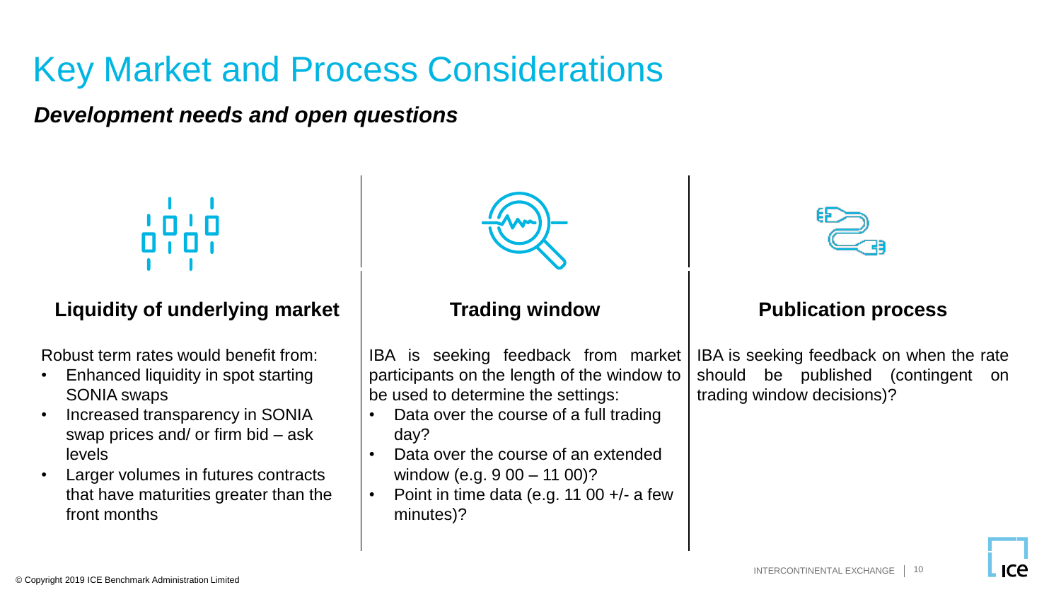# Key Market and Process Considerations

***Development needs and open questions***

### Liquidity of underlying market

Robust term rates would benefit from:

- Enhanced liquidity in spot starting SONIA swaps
- Increased transparency in SONIA swap prices and/ or firm bid – ask levels
- Larger volumes in futures contracts that have maturities greater than the front months

### Trading window

IBA is seeking feedback from market participants on the length of the window to be used to determine the settings:

- Data over the course of a full trading day?
- Data over the course of an extended window (e.g. 9 00 – 11 00)?
- Point in time data (e.g. 11 00 +/- a few minutes)?

### Publication process

IBA is seeking feedback on when the rate should be published (contingent on trading window decisions)?

© Copyright 2019 ICE Benchmark Administration Limited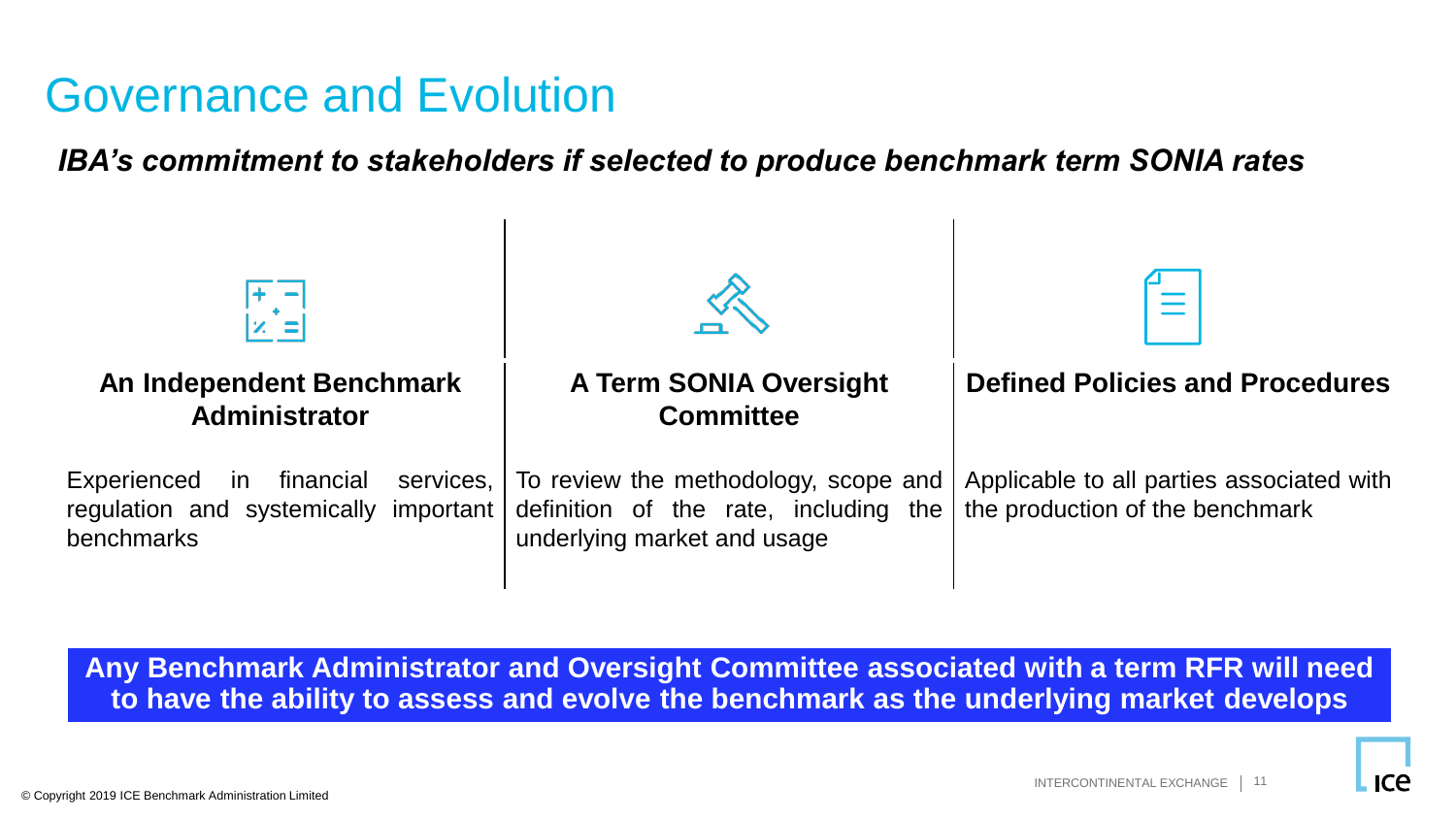# Governance and Evolution

***IBA's commitment to stakeholders if selected to produce benchmark term SONIA rates***

### An Independent Benchmark Administrator

Experienced in financial services, regulation and systemically important benchmarks

### A Term SONIA Oversight Committee

To review the methodology, scope and definition of the rate, including the underlying market and usage

### Defined Policies and Procedures

Applicable to all parties associated with the production of the benchmark

**Any Benchmark Administrator and Oversight Committee associated with a term RFR will need to have the ability to assess and evolve the benchmark as the underlying market develops**

© Copyright 2019 ICE Benchmark Administration Limited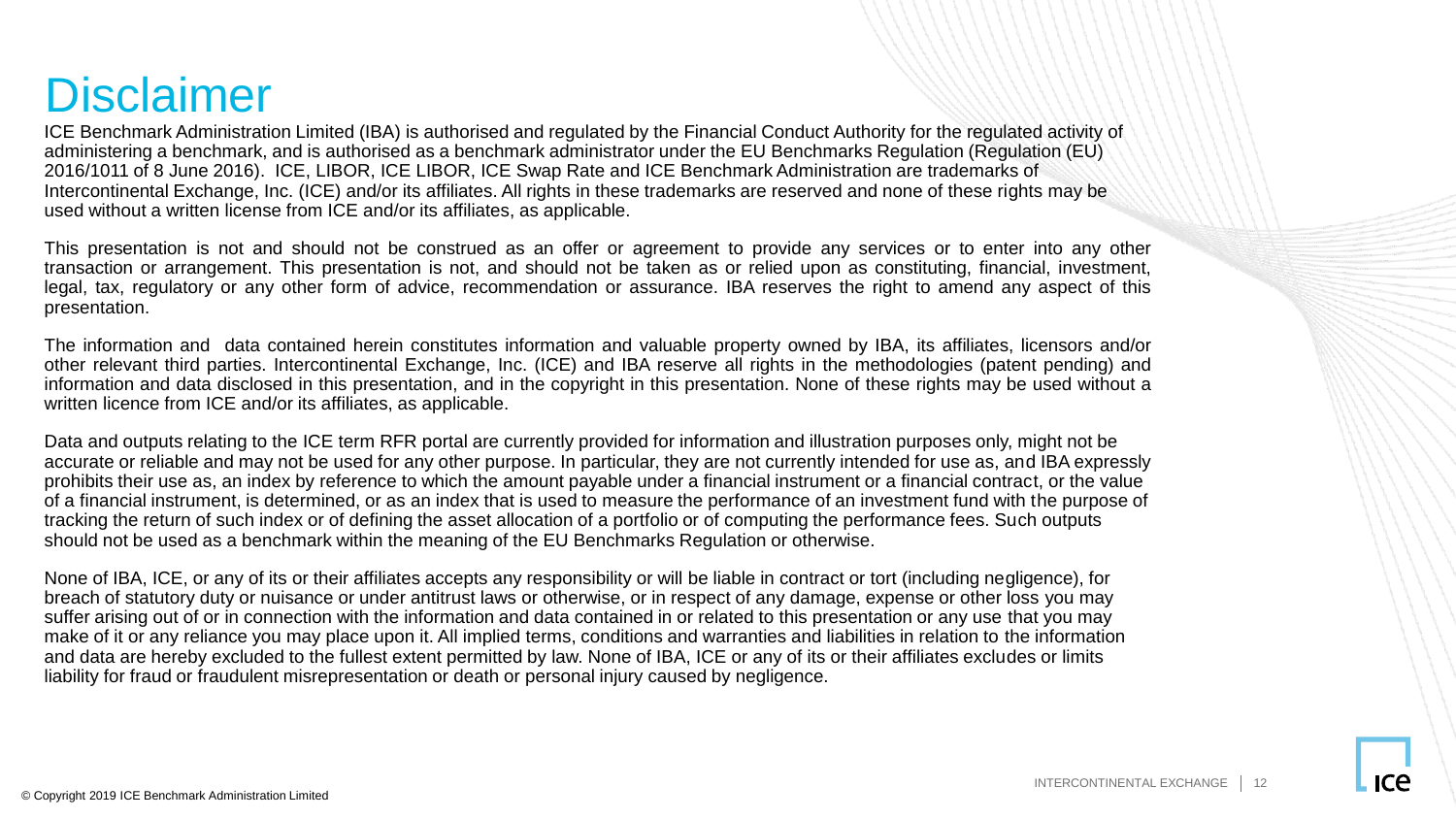# Disclaimer

ICE Benchmark Administration Limited (IBA) is authorised and regulated by the Financial Conduct Authority for the regulated activity of administering a benchmark, and is authorised as a benchmark administrator under the EU Benchmarks Regulation (Regulation (EU) 2016/1011 of 8 June 2016). ICE, LIBOR, ICE LIBOR, ICE Swap Rate and ICE Benchmark Administration are trademarks of Intercontinental Exchange, Inc. (ICE) and/or its affiliates. All rights in these trademarks are reserved and none of these rights may be used without a written license from ICE and/or its affiliates, as applicable.

This presentation is not and should not be construed as an offer or agreement to provide any services or to enter into any other transaction or arrangement. This presentation is not, and should not be taken as or relied upon as constituting, financial, investment, legal, tax, regulatory or any other form of advice, recommendation or assurance. IBA reserves the right to amend any aspect of this presentation.

The information and data contained herein constitutes information and valuable property owned by IBA, its affiliates, licensors and/or other relevant third parties. Intercontinental Exchange, Inc. (ICE) and IBA reserve all rights in the methodologies (patent pending) and information and data disclosed in this presentation, and in the copyright in this presentation. None of these rights may be used without a written licence from ICE and/or its affiliates, as applicable.

Data and outputs relating to the ICE term RFR portal are currently provided for information and illustration purposes only, might not be accurate or reliable and may not be used for any other purpose. In particular, they are not currently intended for use as, and IBA expressly prohibits their use as, an index by reference to which the amount payable under a financial instrument or a financial contract, or the value of a financial instrument, is determined, or as an index that is used to measure the performance of an investment fund with the purpose of tracking the return of such index or of defining the asset allocation of a portfolio or of computing the performance fees. Such outputs should not be used as a benchmark within the meaning of the EU Benchmarks Regulation or otherwise.

None of IBA, ICE, or any of its or their affiliates accepts any responsibility or will be liable in contract or tort (including negligence), for breach of statutory duty or nuisance or under antitrust laws or otherwise, or in respect of any damage, expense or other loss you may suffer arising out of or in connection with the information and data contained in or related to this presentation or any use that you may make of it or any reliance you may place upon it. All implied terms, conditions and warranties and liabilities in relation to the information and data are hereby excluded to the fullest extent permitted by law. None of IBA, ICE or any of its or their affiliates excludes or limits liability for fraud or fraudulent misrepresentation or death or personal injury caused by negligence.

© Copyright 2019 ICE Benchmark Administration Limited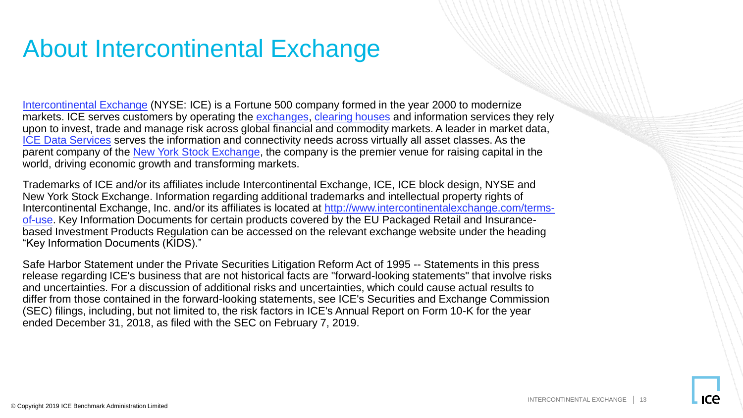# About Intercontinental Exchange

Intercontinental Exchange (NYSE: ICE) is a Fortune 500 company formed in the year 2000 to modernize markets. ICE serves customers by operating the exchanges, clearing houses and information services they rely upon to invest, trade and manage risk across global financial and commodity markets. A leader in market data, ICE Data Services serves the information and connectivity needs across virtually all asset classes. As the parent company of the New York Stock Exchange, the company is the premier venue for raising capital in the world, driving economic growth and transforming markets.

Trademarks of ICE and/or its affiliates include Intercontinental Exchange, ICE, ICE block design, NYSE and New York Stock Exchange. Information regarding additional trademarks and intellectual property rights of Intercontinental Exchange, Inc. and/or its affiliates is located at http://www.intercontinentalexchange.com/terms-of-use. Key Information Documents for certain products covered by the EU Packaged Retail and Insurance-based Investment Products Regulation can be accessed on the relevant exchange website under the heading "Key Information Documents (KIDS)."

Safe Harbor Statement under the Private Securities Litigation Reform Act of 1995 -- Statements in this press release regarding ICE's business that are not historical facts are "forward-looking statements" that involve risks and uncertainties. For a discussion of additional risks and uncertainties, which could cause actual results to differ from those contained in the forward-looking statements, see ICE's Securities and Exchange Commission (SEC) filings, including, but not limited to, the risk factors in ICE's Annual Report on Form 10-K for the year ended December 31, 2018, as filed with the SEC on February 7, 2019.

© Copyright 2019 ICE Benchmark Administration Limited